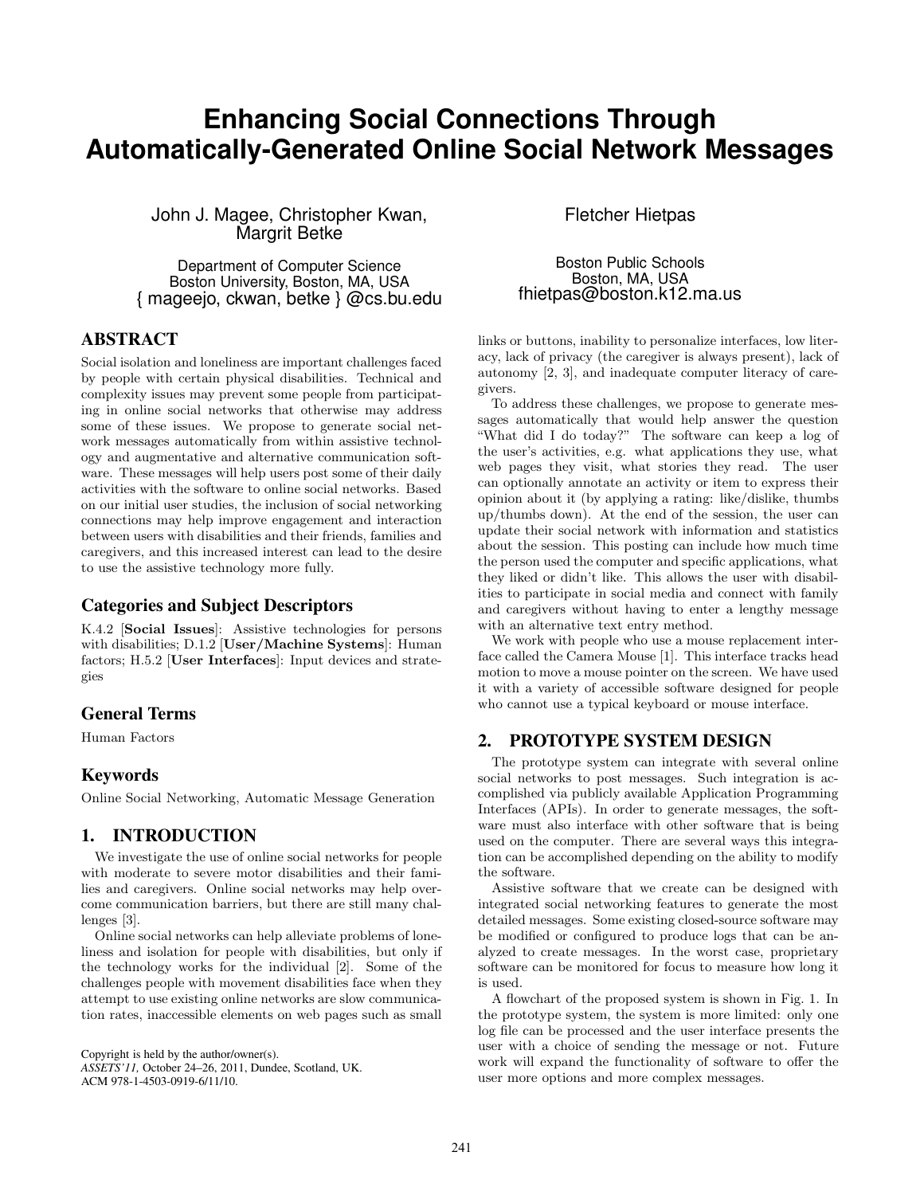# Enhancing Social Connections Through Automatically-Generated Online Social Network Messages

John J. Magee, Christopher Kwan, Margrit Betke

Department of Computer Science
Boston University, Boston, MA, USA
{ mageejo, ckwan, betke } @cs.bu.edu

Fletcher Hietpas

Boston Public Schools
Boston, MA, USA
fhietpas@boston.k12.ma.us

## ABSTRACT

Social isolation and loneliness are important challenges faced by people with certain physical disabilities. Technical and complexity issues may prevent some people from participating in online social networks that otherwise may address some of these issues. We propose to generate social network messages automatically from within assistive technology and augmentative and alternative communication software. These messages will help users post some of their daily activities with the software to online social networks. Based on our initial user studies, the inclusion of social networking connections may help improve engagement and interaction between users with disabilities and their friends, families and caregivers, and this increased interest can lead to the desire to use the assistive technology more fully.

### Categories and Subject Descriptors

K.4.2 [**Social Issues**]: Assistive technologies for persons with disabilities; D.1.2 [**User/Machine Systems**]: Human factors; H.5.2 [**User Interfaces**]: Input devices and strategies

### General Terms

Human Factors

### Keywords

Online Social Networking, Automatic Message Generation

## 1. INTRODUCTION

We investigate the use of online social networks for people with moderate to severe motor disabilities and their families and caregivers. Online social networks may help overcome communication barriers, but there are still many challenges [3].

Online social networks can help alleviate problems of loneliness and isolation for people with disabilities, but only if the technology works for the individual [2]. Some of the challenges people with movement disabilities face when they attempt to use existing online networks are slow communication rates, inaccessible elements on web pages such as small links or buttons, inability to personalize interfaces, low literacy, lack of privacy (the caregiver is always present), lack of autonomy [2, 3], and inadequate computer literacy of caregivers.

To address these challenges, we propose to generate messages automatically that would help answer the question "What did I do today?" The software can keep a log of the user's activities, e.g. what applications they use, what web pages they visit, what stories they read. The user can optionally annotate an activity or item to express their opinion about it (by applying a rating: like/dislike, thumbs up/thumbs down). At the end of the session, the user can update their social network with information and statistics about the session. This posting can include how much time the person used the computer and specific applications, what they liked or didn't like. This allows the user with disabilities to participate in social media and connect with family and caregivers without having to enter a lengthy message with an alternative text entry method.

We work with people who use a mouse replacement interface called the Camera Mouse [1]. This interface tracks head motion to move a mouse pointer on the screen. We have used it with a variety of accessible software designed for people who cannot use a typical keyboard or mouse interface.

## 2. PROTOTYPE SYSTEM DESIGN

The prototype system can integrate with several online social networks to post messages. Such integration is accomplished via publicly available Application Programming Interfaces (APIs). In order to generate messages, the software must also interface with other software that is being used on the computer. There are several ways this integration can be accomplished depending on the ability to modify the software.

Assistive software that we create can be designed with integrated social networking features to generate the most detailed messages. Some existing closed-source software may be modified or configured to produce logs that can be analyzed to create messages. In the worst case, proprietary software can be monitored for focus to measure how long it is used.

A flowchart of the proposed system is shown in Fig. 1. In the prototype system, the system is more limited: only one log file can be processed and the user interface presents the user with a choice of sending the message or not. Future work will expand the functionality of software to offer the user more options and more complex messages.

Copyright is held by the author/owner(s).
*ASSETS'11,* October 24–26, 2011, Dundee, Scotland, UK.
ACM 978-1-4503-0919-6/11/10.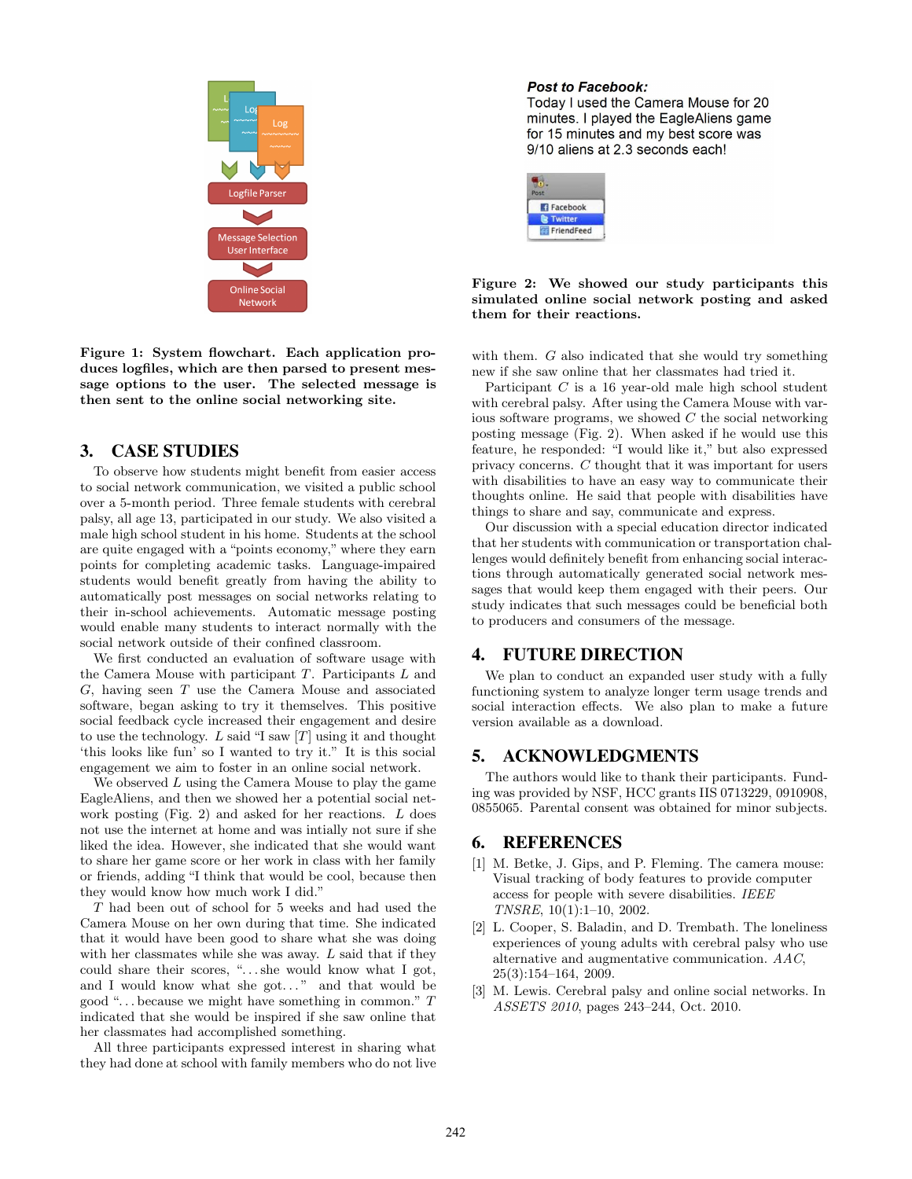Logfile Parser

Message Selection User Interface

Online Social Network

**Figure 1: System flowchart. Each application produces logfiles, which are then parsed to present message options to the user. The selected message is then sent to the online social networking site.**

## 3. CASE STUDIES

To observe how students might benefit from easier access to social network communication, we visited a public school over a 5-month period. Three female students with cerebral palsy, all age 13, participated in our study. We also visited a male high school student in his home. Students at the school are quite engaged with a "points economy," where they earn points for completing academic tasks. Language-impaired students would benefit greatly from having the ability to automatically post messages on social networks relating to their in-school achievements. Automatic message posting would enable many students to interact normally with the social network outside of their confined classroom.

We first conducted an evaluation of software usage with the Camera Mouse with participant *T*. Participants *L* and *G*, having seen *T* use the Camera Mouse and associated software, began asking to try it themselves. This positive social feedback cycle increased their engagement and desire to use the technology. *L* said "I saw [*T*] using it and thought 'this looks like fun' so I wanted to try it." It is this social engagement we aim to foster in an online social network.

We observed *L* using the Camera Mouse to play the game EagleAliens, and then we showed her a potential social network posting (Fig. 2) and asked for her reactions. *L* does not use the internet at home and was intially not sure if she liked the idea. However, she indicated that she would want to share her game score or her work in class with her family or friends, adding "I think that would be cool, because then they would know how much work I did."

*T* had been out of school for 5 weeks and had used the Camera Mouse on her own during that time. She indicated that it would have been good to share what she was doing with her classmates while she was away. *L* said that if they could share their scores, "…she would know what I got, and I would know what she got…" and that would be good "…because we might have something in common." *T* indicated that she would be inspired if she saw online that her classmates had accomplished something.

All three participants expressed interest in sharing what they had done at school with family members who do not live with them. *G* also indicated that she would try something new if she saw online that her classmates had tried it.

Participant *C* is a 16 year-old male high school student with cerebral palsy. After using the Camera Mouse with various software programs, we showed *C* the social networking posting message (Fig. 2). When asked if he would use this feature, he responded: "I would like it," but also expressed privacy concerns. *C* thought that it was important for users with disabilities to have an easy way to communicate their thoughts online. He said that people with disabilities have things to share and say, communicate and express.

Our discussion with a special education director indicated that her students with communication or transportation challenges would definitely benefit from enhancing social interactions through automatically generated social network messages that would keep them engaged with their peers. Our study indicates that such messages could be beneficial both to producers and consumers of the message.

***Post to Facebook:***
Today I used the Camera Mouse for 20 minutes. I played the EagleAliens game for 15 minutes and my best score was 9/10 aliens at 2.3 seconds each!

Post
Facebook
Twitter
FriendFeed

**Figure 2: We showed our study participants this simulated online social network posting and asked them for their reactions.**

## 4. FUTURE DIRECTION

We plan to conduct an expanded user study with a fully functioning system to analyze longer term usage trends and social interaction effects. We also plan to make a future version available as a download.

## 5. ACKNOWLEDGMENTS

The authors would like to thank their participants. Funding was provided by NSF, HCC grants IIS 0713229, 0910908, 0855065. Parental consent was obtained for minor subjects.

## 6. REFERENCES

[1] M. Betke, J. Gips, and P. Fleming. The camera mouse: Visual tracking of body features to provide computer access for people with severe disabilities. *IEEE TNSRE*, 10(1):1–10, 2002.

[2] L. Cooper, S. Baladin, and D. Trembath. The loneliness experiences of young adults with cerebral palsy who use alternative and augmentative communication. *AAC*, 25(3):154–164, 2009.

[3] M. Lewis. Cerebral palsy and online social networks. In *ASSETS 2010*, pages 243–244, Oct. 2010.